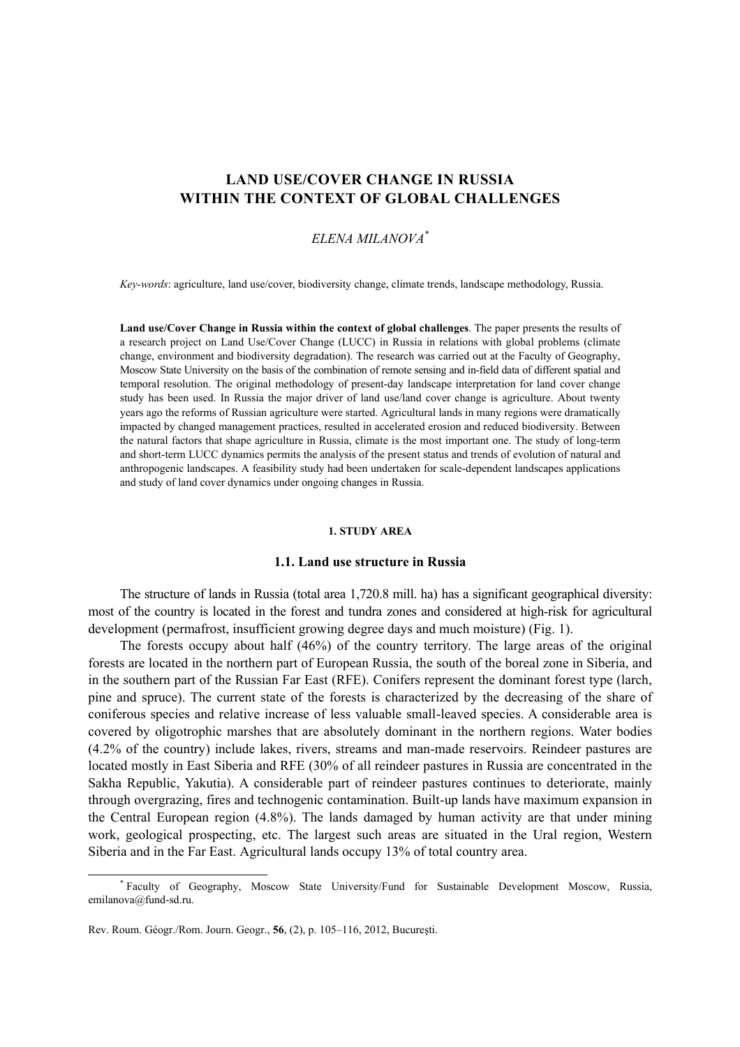# LAND USE/COVER CHANGE IN RUSSIA WITHIN THE CONTEXT OF GLOBAL CHALLENGES

*ELENA MILANOVA*[*]

*Key-words*: agriculture, land use/cover, biodiversity change, climate trends, landscape methodology, Russia.

**Land use/Cover Change in Russia within the context of global challenges**. The paper presents the results of a research project on Land Use/Cover Change (LUCC) in Russia in relations with global problems (climate change, environment and biodiversity degradation). The research was carried out at the Faculty of Geography, Moscow State University on the basis of the combination of remote sensing and in-field data of different spatial and temporal resolution. The original methodology of present-day landscape interpretation for land cover change study has been used. In Russia the major driver of land use/land cover change is agriculture. About twenty years ago the reforms of Russian agriculture were started. Agricultural lands in many regions were dramatically impacted by changed management practices, resulted in accelerated erosion and reduced biodiversity. Between the natural factors that shape agriculture in Russia, climate is the most important one. The study of long-term and short-term LUCC dynamics permits the analysis of the present status and trends of evolution of natural and anthropogenic landscapes. A feasibility study had been undertaken for scale-dependent landscapes applications and study of land cover dynamics under ongoing changes in Russia.

## 1. STUDY AREA

### 1.1. Land use structure in Russia

The structure of lands in Russia (total area 1,720.8 mill. ha) has a significant geographical diversity: most of the country is located in the forest and tundra zones and considered at high-risk for agricultural development (permafrost, insufficient growing degree days and much moisture) (Fig. 1).

The forests occupy about half (46%) of the country territory. The large areas of the original forests are located in the northern part of European Russia, the south of the boreal zone in Siberia, and in the southern part of the Russian Far East (RFE). Conifers represent the dominant forest type (larch, pine and spruce). The current state of the forests is characterized by the decreasing of the share of coniferous species and relative increase of less valuable small-leaved species. A considerable area is covered by oligotrophic marshes that are absolutely dominant in the northern regions. Water bodies (4.2% of the country) include lakes, rivers, streams and man-made reservoirs. Reindeer pastures are located mostly in East Siberia and RFE (30% of all reindeer pastures in Russia are concentrated in the Sakha Republic, Yakutia). A considerable part of reindeer pastures continues to deteriorate, mainly through overgrazing, fires and technogenic contamination. Built-up lands have maximum expansion in the Central European region (4.8%). The lands damaged by human activity are that under mining work, geological prospecting, etc. The largest such areas are situated in the Ural region, Western Siberia and in the Far East. Agricultural lands occupy 13% of total country area.

[*] Faculty of Geography, Moscow State University/Fund for Sustainable Development Moscow, Russia, emilanova@fund-sd.ru.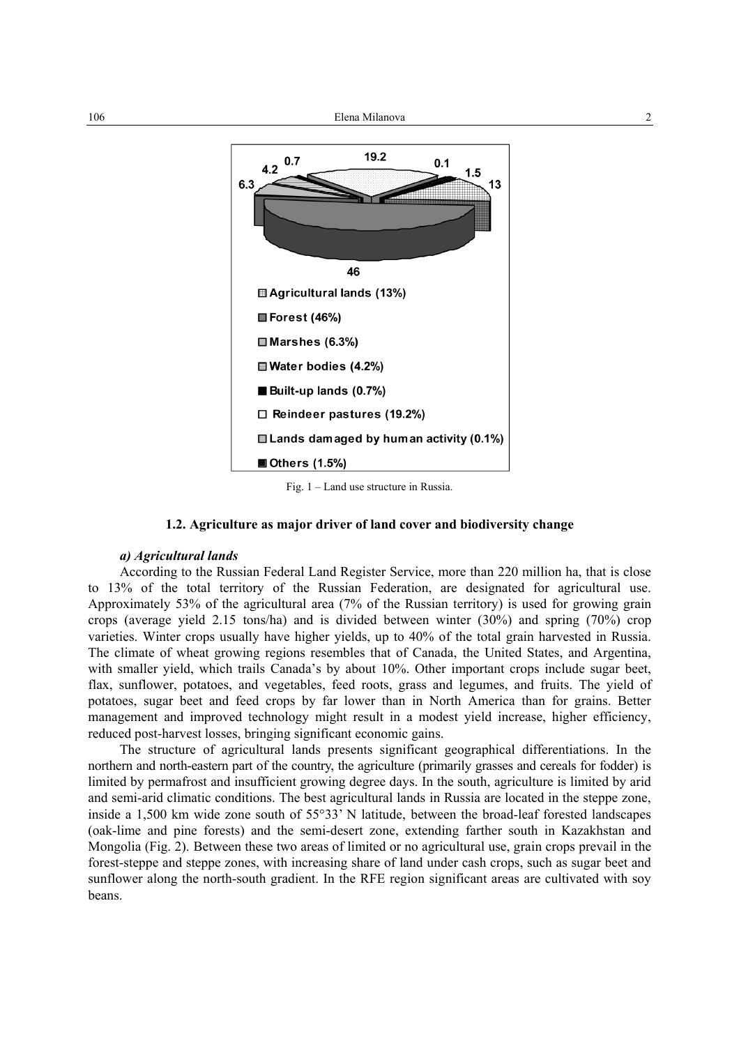Fig. 1 – Land use structure in Russia.

### 1.2. Agriculture as major driver of land cover and biodiversity change

#### *a) Agricultural lands*

According to the Russian Federal Land Register Service, more than 220 million ha, that is close to 13% of the total territory of the Russian Federation, are designated for agricultural use. Approximately 53% of the agricultural area (7% of the Russian territory) is used for growing grain crops (average yield 2.15 tons/ha) and is divided between winter (30%) and spring (70%) crop varieties. Winter crops usually have higher yields, up to 40% of the total grain harvested in Russia. The climate of wheat growing regions resembles that of Canada, the United States, and Argentina, with smaller yield, which trails Canada's by about 10%. Other important crops include sugar beet, flax, sunflower, potatoes, and vegetables, feed roots, grass and legumes, and fruits. The yield of potatoes, sugar beet and feed crops by far lower than in North America than for grains. Better management and improved technology might result in a modest yield increase, higher efficiency, reduced post-harvest losses, bringing significant economic gains.

The structure of agricultural lands presents significant geographical differentiations. In the northern and north-eastern part of the country, the agriculture (primarily grasses and cereals for fodder) is limited by permafrost and insufficient growing degree days. In the south, agriculture is limited by arid and semi-arid climatic conditions. The best agricultural lands in Russia are located in the steppe zone, inside a 1,500 km wide zone south of 55°33' N latitude, between the broad-leaf forested landscapes (oak-lime and pine forests) and the semi-desert zone, extending farther south in Kazakhstan and Mongolia (Fig. 2). Between these two areas of limited or no agricultural use, grain crops prevail in the forest-steppe and steppe zones, with increasing share of land under cash crops, such as sugar beet and sunflower along the north-south gradient. In the RFE region significant areas are cultivated with soy beans.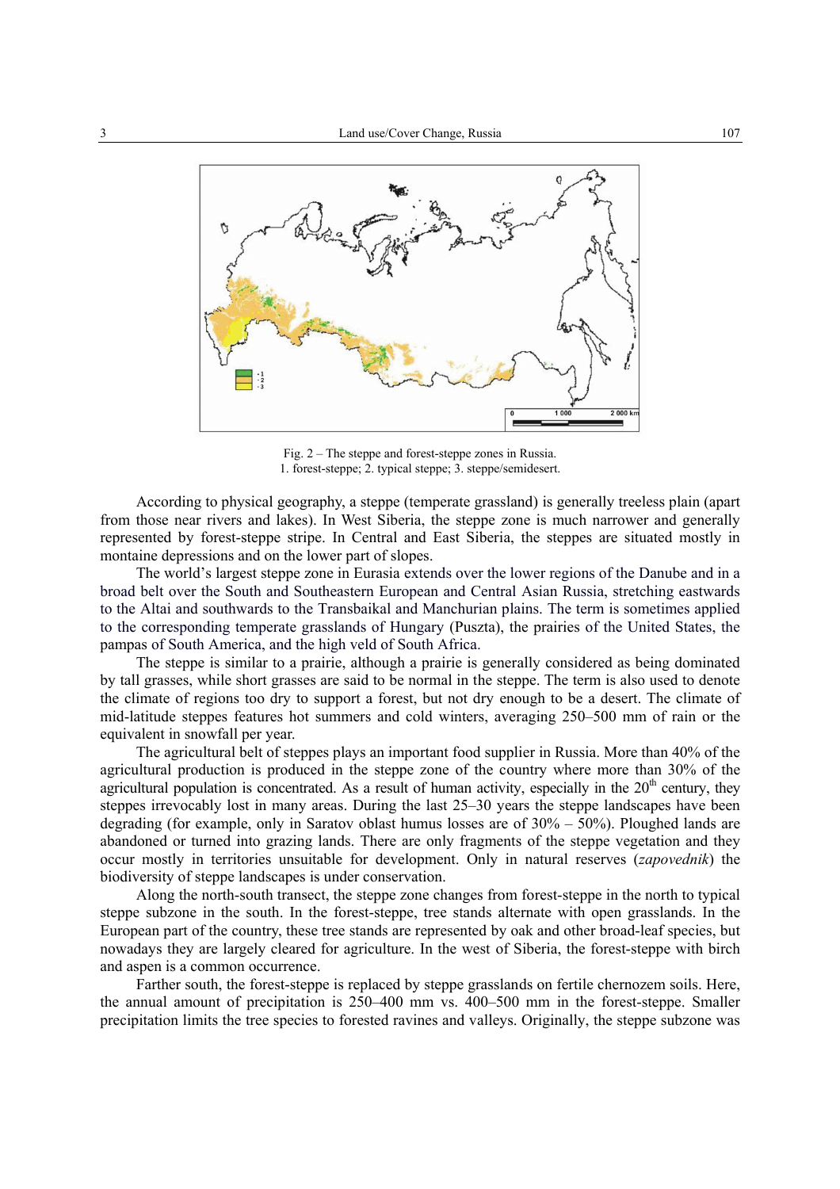Fig. 2 – The steppe and forest-steppe zones in Russia.
1. forest-steppe; 2. typical steppe; 3. steppe/semidesert.

According to physical geography, a steppe (temperate grassland) is generally treeless plain (apart from those near rivers and lakes). In West Siberia, the steppe zone is much narrower and generally represented by forest-steppe stripe. In Central and East Siberia, the steppes are situated mostly in montaine depressions and on the lower part of slopes.

The world's largest steppe zone in Eurasia extends over the lower regions of the Danube and in a broad belt over the South and Southeastern European and Central Asian Russia, stretching eastwards to the Altai and southwards to the Transbaikal and Manchurian plains. The term is sometimes applied to the corresponding temperate grasslands of Hungary (Puszta), the prairies of the United States, the pampas of South America, and the high veld of South Africa.

The steppe is similar to a prairie, although a prairie is generally considered as being dominated by tall grasses, while short grasses are said to be normal in the steppe. The term is also used to denote the climate of regions too dry to support a forest, but not dry enough to be a desert. The climate of mid-latitude steppes features hot summers and cold winters, averaging 250–500 mm of rain or the equivalent in snowfall per year.

The agricultural belt of steppes plays an important food supplier in Russia. More than 40% of the agricultural production is produced in the steppe zone of the country where more than 30% of the agricultural population is concentrated. As a result of human activity, especially in the 20$^{th}$ century, they steppes irrevocably lost in many areas. During the last 25–30 years the steppe landscapes have been degrading (for example, only in Saratov oblast humus losses are of 30% – 50%). Ploughed lands are abandoned or turned into grazing lands. There are only fragments of the steppe vegetation and they occur mostly in territories unsuitable for development. Only in natural reserves (*zapovednik*) the biodiversity of steppe landscapes is under conservation.

Along the north-south transect, the steppe zone changes from forest-steppe in the north to typical steppe subzone in the south. In the forest-steppe, tree stands alternate with open grasslands. In the European part of the country, these tree stands are represented by oak and other broad-leaf species, but nowadays they are largely cleared for agriculture. In the west of Siberia, the forest-steppe with birch and aspen is a common occurrence.

Farther south, the forest-steppe is replaced by steppe grasslands on fertile chernozem soils. Here, the annual amount of precipitation is 250–400 mm vs. 400–500 mm in the forest-steppe. Smaller precipitation limits the tree species to forested ravines and valleys. Originally, the steppe subzone was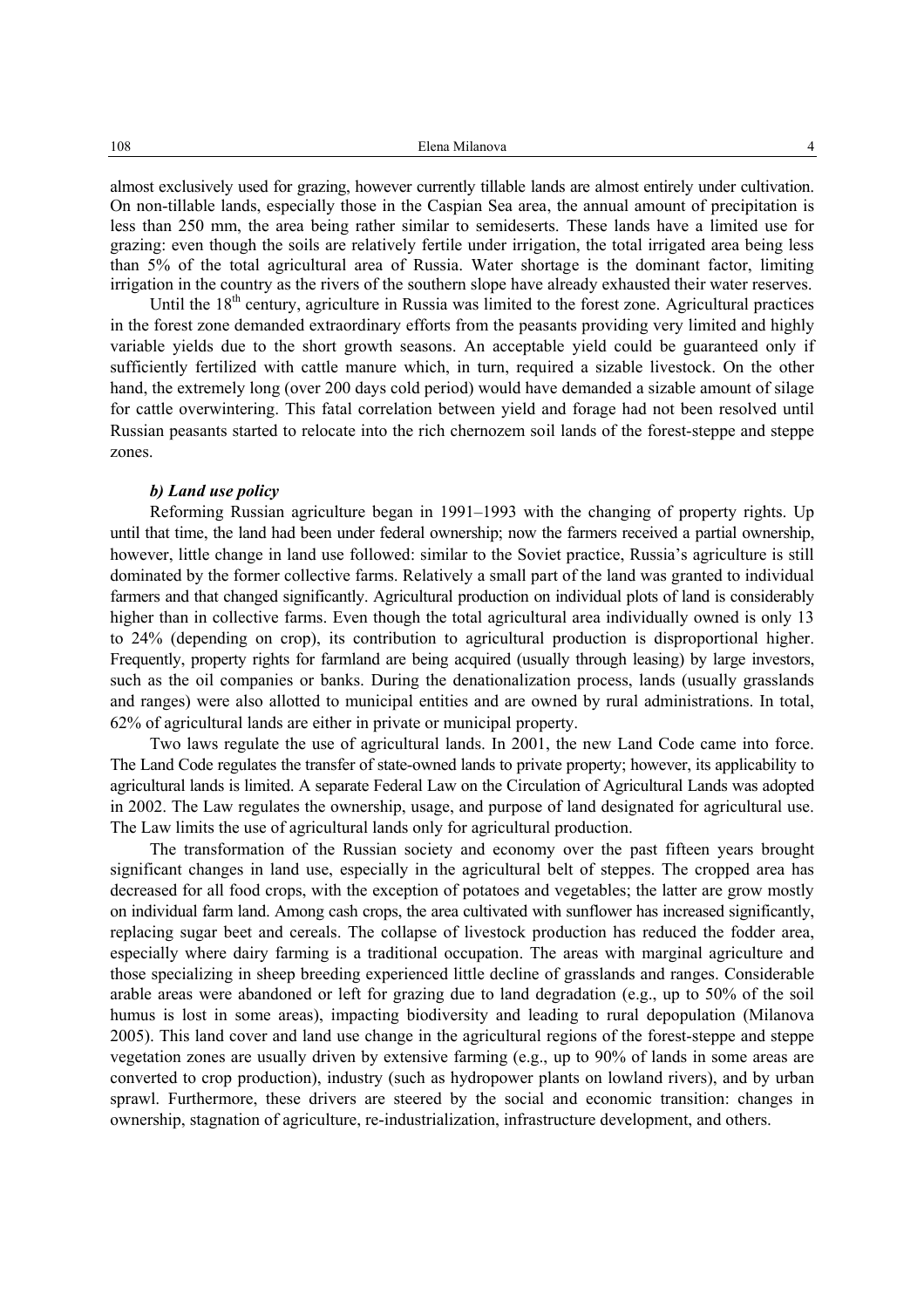almost exclusively used for grazing, however currently tillable lands are almost entirely under cultivation. On non-tillable lands, especially those in the Caspian Sea area, the annual amount of precipitation is less than 250 mm, the area being rather similar to semideserts. These lands have a limited use for grazing: even though the soils are relatively fertile under irrigation, the total irrigated area being less than 5% of the total agricultural area of Russia. Water shortage is the dominant factor, limiting irrigation in the country as the rivers of the southern slope have already exhausted their water reserves.

Until the 18th century, agriculture in Russia was limited to the forest zone. Agricultural practices in the forest zone demanded extraordinary efforts from the peasants providing very limited and highly variable yields due to the short growth seasons. An acceptable yield could be guaranteed only if sufficiently fertilized with cattle manure which, in turn, required a sizable livestock. On the other hand, the extremely long (over 200 days cold period) would have demanded a sizable amount of silage for cattle overwintering. This fatal correlation between yield and forage had not been resolved until Russian peasants started to relocate into the rich chernozem soil lands of the forest-steppe and steppe zones.

### *b) Land use policy*

Reforming Russian agriculture began in 1991–1993 with the changing of property rights. Up until that time, the land had been under federal ownership; now the farmers received a partial ownership, however, little change in land use followed: similar to the Soviet practice, Russia's agriculture is still dominated by the former collective farms. Relatively a small part of the land was granted to individual farmers and that changed significantly. Agricultural production on individual plots of land is considerably higher than in collective farms. Even though the total agricultural area individually owned is only 13 to 24% (depending on crop), its contribution to agricultural production is disproportional higher. Frequently, property rights for farmland are being acquired (usually through leasing) by large investors, such as the oil companies or banks. During the denationalization process, lands (usually grasslands and ranges) were also allotted to municipal entities and are owned by rural administrations. In total, 62% of agricultural lands are either in private or municipal property.

Two laws regulate the use of agricultural lands. In 2001, the new Land Code came into force. The Land Code regulates the transfer of state-owned lands to private property; however, its applicability to agricultural lands is limited. A separate Federal Law on the Circulation of Agricultural Lands was adopted in 2002. The Law regulates the ownership, usage, and purpose of land designated for agricultural use. The Law limits the use of agricultural lands only for agricultural production.

The transformation of the Russian society and economy over the past fifteen years brought significant changes in land use, especially in the agricultural belt of steppes. The cropped area has decreased for all food crops, with the exception of potatoes and vegetables; the latter are grow mostly on individual farm land. Among cash crops, the area cultivated with sunflower has increased significantly, replacing sugar beet and cereals. The collapse of livestock production has reduced the fodder area, especially where dairy farming is a traditional occupation. The areas with marginal agriculture and those specializing in sheep breeding experienced little decline of grasslands and ranges. Considerable arable areas were abandoned or left for grazing due to land degradation (e.g., up to 50% of the soil humus is lost in some areas), impacting biodiversity and leading to rural depopulation (Milanova 2005). This land cover and land use change in the agricultural regions of the forest-steppe and steppe vegetation zones are usually driven by extensive farming (e.g., up to 90% of lands in some areas are converted to crop production), industry (such as hydropower plants on lowland rivers), and by urban sprawl. Furthermore, these drivers are steered by the social and economic transition: changes in ownership, stagnation of agriculture, re-industrialization, infrastructure development, and others.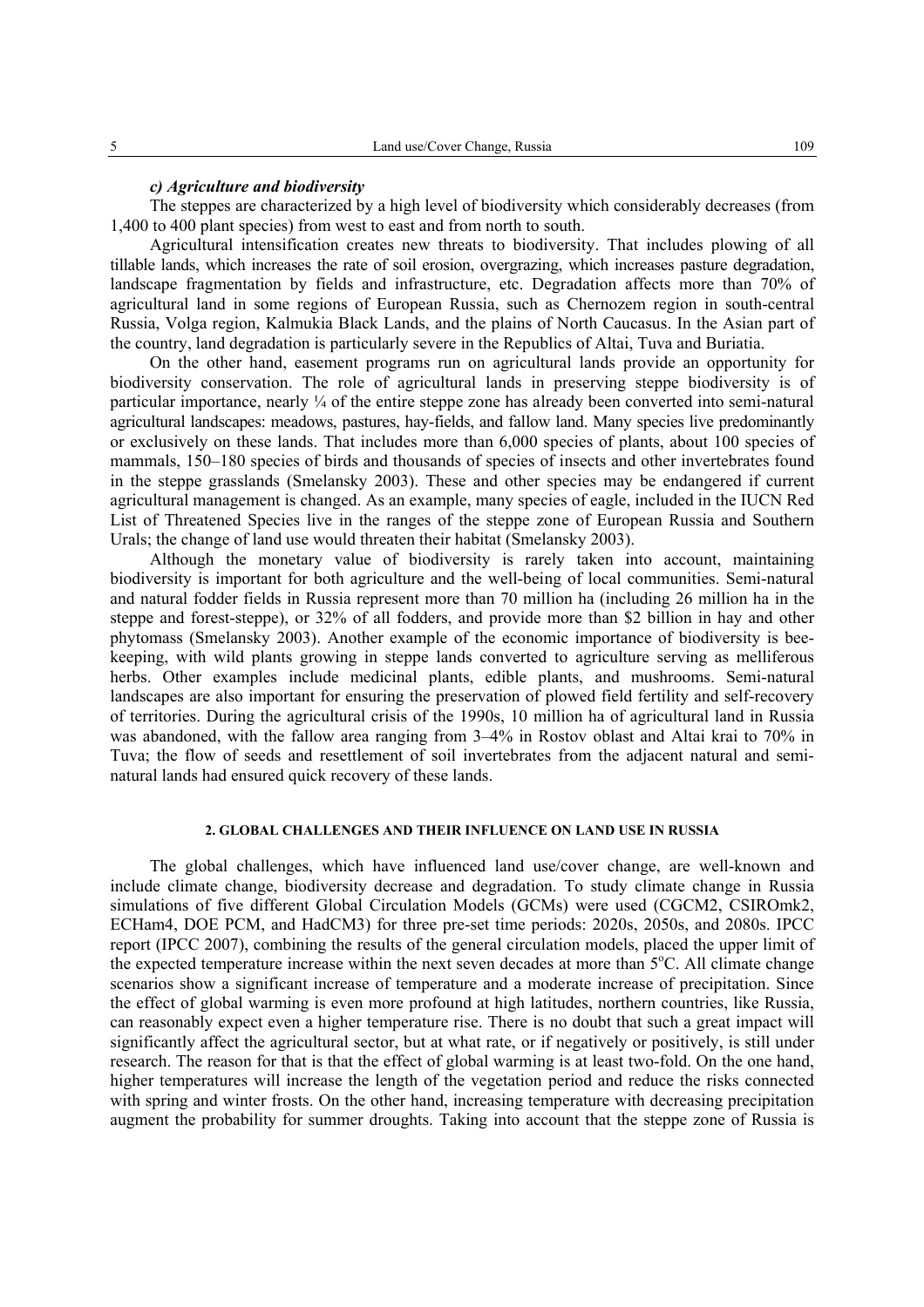### *c) Agriculture and biodiversity*

The steppes are characterized by a high level of biodiversity which considerably decreases (from 1,400 to 400 plant species) from west to east and from north to south.

Agricultural intensification creates new threats to biodiversity. That includes plowing of all tillable lands, which increases the rate of soil erosion, overgrazing, which increases pasture degradation, landscape fragmentation by fields and infrastructure, etc. Degradation affects more than 70% of agricultural land in some regions of European Russia, such as Chernozem region in south-central Russia, Volga region, Kalmukia Black Lands, and the plains of North Caucasus. In the Asian part of the country, land degradation is particularly severe in the Republics of Altai, Tuva and Buriatia.

On the other hand, easement programs run on agricultural lands provide an opportunity for biodiversity conservation. The role of agricultural lands in preserving steppe biodiversity is of particular importance, nearly ¼ of the entire steppe zone has already been converted into semi-natural agricultural landscapes: meadows, pastures, hay-fields, and fallow land. Many species live predominantly or exclusively on these lands. That includes more than 6,000 species of plants, about 100 species of mammals, 150–180 species of birds and thousands of species of insects and other invertebrates found in the steppe grasslands (Smelansky 2003). These and other species may be endangered if current agricultural management is changed. As an example, many species of eagle, included in the IUCN Red List of Threatened Species live in the ranges of the steppe zone of European Russia and Southern Urals; the change of land use would threaten their habitat (Smelansky 2003).

Although the monetary value of biodiversity is rarely taken into account, maintaining biodiversity is important for both agriculture and the well-being of local communities. Semi-natural and natural fodder fields in Russia represent more than 70 million ha (including 26 million ha in the steppe and forest-steppe), or 32% of all fodders, and provide more than $2 billion in hay and other phytomass (Smelansky 2003). Another example of the economic importance of biodiversity is bee-keeping, with wild plants growing in steppe lands converted to agriculture serving as melliferous herbs. Other examples include medicinal plants, edible plants, and mushrooms. Semi-natural landscapes are also important for ensuring the preservation of plowed field fertility and self-recovery of territories. During the agricultural crisis of the 1990s, 10 million ha of agricultural land in Russia was abandoned, with the fallow area ranging from 3–4% in Rostov oblast and Altai krai to 70% in Tuva; the flow of seeds and resettlement of soil invertebrates from the adjacent natural and semi-natural lands had ensured quick recovery of these lands.

## 2. GLOBAL CHALLENGES AND THEIR INFLUENCE ON LAND USE IN RUSSIA

The global challenges, which have influenced land use/cover change, are well-known and include climate change, biodiversity decrease and degradation. To study climate change in Russia simulations of five different Global Circulation Models (GCMs) were used (CGCM2, CSIROmk2, ECHam4, DOE PCM, and HadCM3) for three pre-set time periods: 2020s, 2050s, and 2080s. IPCC report (IPCC 2007), combining the results of the general circulation models, placed the upper limit of the expected temperature increase within the next seven decades at more than 5°C. All climate change scenarios show a significant increase of temperature and a moderate increase of precipitation. Since the effect of global warming is even more profound at high latitudes, northern countries, like Russia, can reasonably expect even a higher temperature rise. There is no doubt that such a great impact will significantly affect the agricultural sector, but at what rate, or if negatively or positively, is still under research. The reason for that is that the effect of global warming is at least two-fold. On the one hand, higher temperatures will increase the length of the vegetation period and reduce the risks connected with spring and winter frosts. On the other hand, increasing temperature with decreasing precipitation augment the probability for summer droughts. Taking into account that the steppe zone of Russia is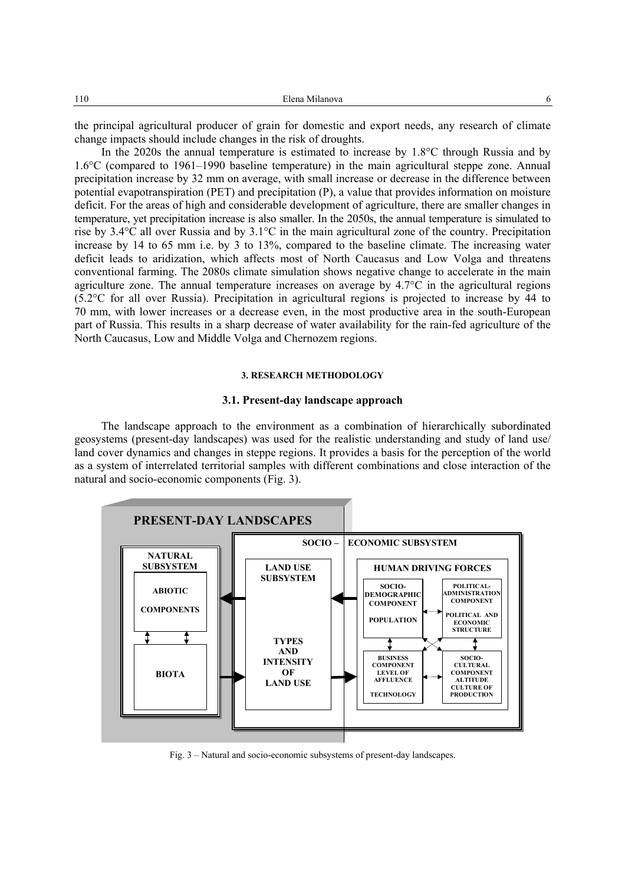the principal agricultural producer of grain for domestic and export needs, any research of climate change impacts should include changes in the risk of droughts.

In the 2020s the annual temperature is estimated to increase by 1.8°C through Russia and by 1.6°C (compared to 1961–1990 baseline temperature) in the main agricultural steppe zone. Annual precipitation increase by 32 mm on average, with small increase or decrease in the difference between potential evapotranspiration (PET) and precipitation (P), a value that provides information on moisture deficit. For the areas of high and considerable development of agriculture, there are smaller changes in temperature, yet precipitation increase is also smaller. In the 2050s, the annual temperature is simulated to rise by 3.4°C all over Russia and by 3.1°C in the main agricultural zone of the country. Precipitation increase by 14 to 65 mm i.e. by 3 to 13%, compared to the baseline climate. The increasing water deficit leads to aridization, which affects most of North Caucasus and Low Volga and threatens conventional farming. The 2080s climate simulation shows negative change to accelerate in the main agriculture zone. The annual temperature increases on average by 4.7°C in the agricultural regions (5.2°C for all over Russia). Precipitation in agricultural regions is projected to increase by 44 to 70 mm, with lower increases or a decrease even, in the most productive area in the south-European part of Russia. This results in a sharp decrease of water availability for the rain-fed agriculture of the North Caucasus, Low and Middle Volga and Chernozem regions.

## 3. RESEARCH METHODOLOGY

### 3.1. Present-day landscape approach

The landscape approach to the environment as a combination of hierarchically subordinated geosystems (present-day landscapes) was used for the realistic understanding and study of land use/ land cover dynamics and changes in steppe regions. It provides a basis for the perception of the world as a system of interrelated territorial samples with different combinations and close interaction of the natural and socio-economic components (Fig. 3).

PRESENT-DAY LANDSCAPES

NATURAL SUBSYSTEM: ABIOTIC COMPONENTS; BIOTA

SOCIO – ECONOMIC SUBSYSTEM

LAND USE SUBSYSTEM: TYPES AND INTENSITY OF LAND USE

HUMAN DRIVING FORCES: SOCIO-DEMOGRAPHIC COMPONENT – POPULATION; POLITICAL-ADMINISTRATION COMPONENT – POLITICAL AND ECONOMIC STRUCTURE; BUSINESS COMPONENT – LEVEL OF AFFLUENCE, TECHNOLOGY; SOCIO-CULTURAL COMPONENT – ALTITUDE, CULTURE OF PRODUCTION

Fig. 3 – Natural and socio-economic subsystems of present-day landscapes.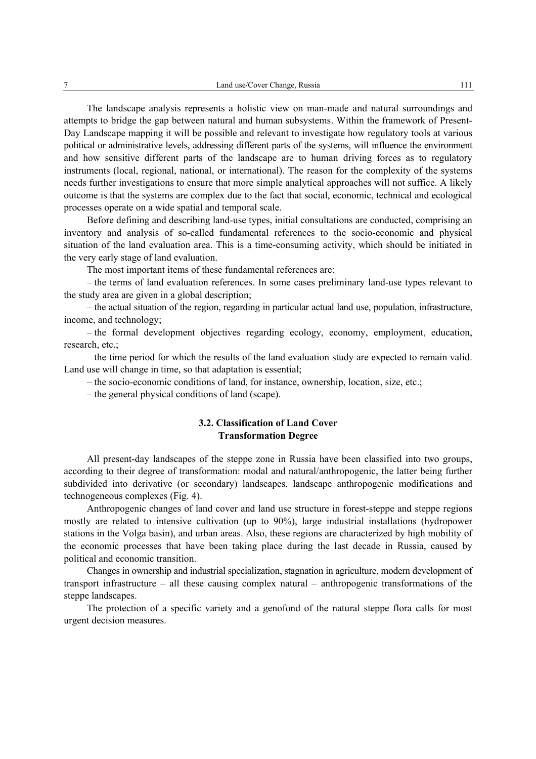The landscape analysis represents a holistic view on man-made and natural surroundings and attempts to bridge the gap between natural and human subsystems. Within the framework of Present-Day Landscape mapping it will be possible and relevant to investigate how regulatory tools at various political or administrative levels, addressing different parts of the systems, will influence the environment and how sensitive different parts of the landscape are to human driving forces as to regulatory instruments (local, regional, national, or international). The reason for the complexity of the systems needs further investigations to ensure that more simple analytical approaches will not suffice. A likely outcome is that the systems are complex due to the fact that social, economic, technical and ecological processes operate on a wide spatial and temporal scale.

Before defining and describing land-use types, initial consultations are conducted, comprising an inventory and analysis of so-called fundamental references to the socio-economic and physical situation of the land evaluation area. This is a time-consuming activity, which should be initiated in the very early stage of land evaluation.

The most important items of these fundamental references are:

– the terms of land evaluation references. In some cases preliminary land-use types relevant to the study area are given in a global description;

– the actual situation of the region, regarding in particular actual land use, population, infrastructure, income, and technology;

– the formal development objectives regarding ecology, economy, employment, education, research, etc.;

– the time period for which the results of the land evaluation study are expected to remain valid. Land use will change in time, so that adaptation is essential;

– the socio-economic conditions of land, for instance, ownership, location, size, etc.;

– the general physical conditions of land (scape).

### 3.2. Classification of Land Cover Transformation Degree

All present-day landscapes of the steppe zone in Russia have been classified into two groups, according to their degree of transformation: modal and natural/anthropogenic, the latter being further subdivided into derivative (or secondary) landscapes, landscape anthropogenic modifications and technogeneous complexes (Fig. 4).

Anthropogenic changes of land cover and land use structure in forest-steppe and steppe regions mostly are related to intensive cultivation (up to 90%), large industrial installations (hydropower stations in the Volga basin), and urban areas. Also, these regions are characterized by high mobility of the economic processes that have been taking place during the last decade in Russia, caused by political and economic transition.

Changes in ownership and industrial specialization, stagnation in agriculture, modern development of transport infrastructure – all these causing complex natural – anthropogenic transformations of the steppe landscapes.

The protection of a specific variety and a genofond of the natural steppe flora calls for most urgent decision measures.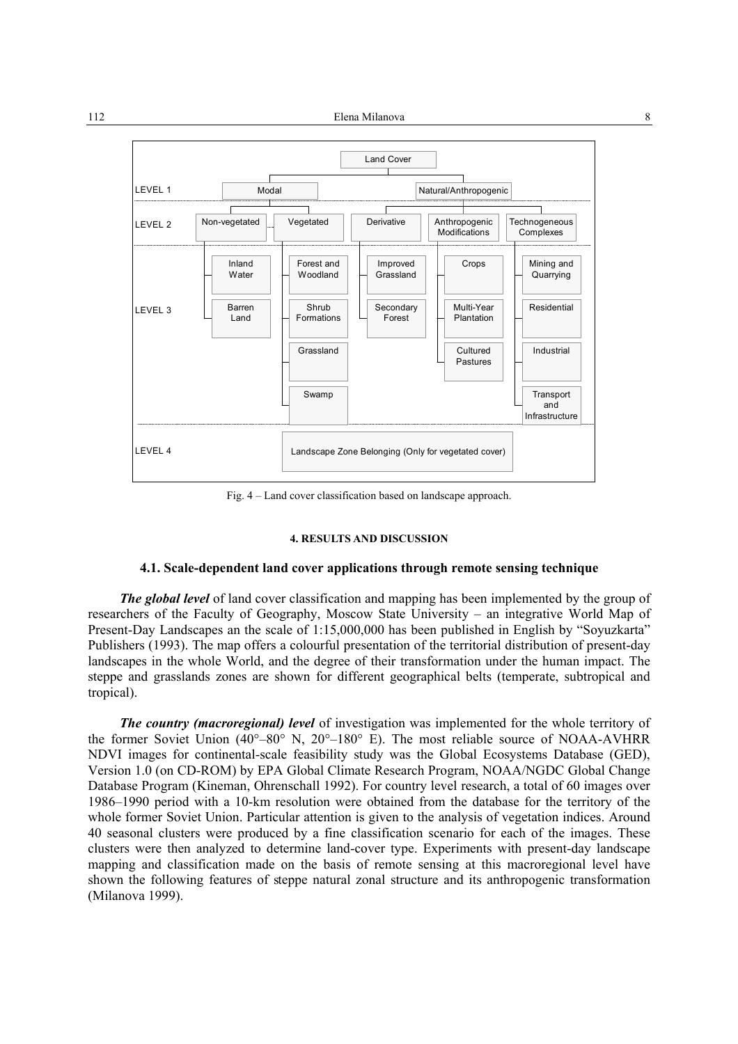Fig. 4 – Land cover classification based on landscape approach.

## 4. RESULTS AND DISCUSSION

### 4.1. Scale-dependent land cover applications through remote sensing technique

***The global level*** of land cover classification and mapping has been implemented by the group of researchers of the Faculty of Geography, Moscow State University – an integrative World Map of Present-Day Landscapes an the scale of 1:15,000,000 has been published in English by "Soyuzkarta" Publishers (1993). The map offers a colourful presentation of the territorial distribution of present-day landscapes in the whole World, and the degree of their transformation under the human impact. The steppe and grasslands zones are shown for different geographical belts (temperate, subtropical and tropical).

***The country (macroregional) level*** of investigation was implemented for the whole territory of the former Soviet Union (40°–80° N, 20°–180° E). The most reliable source of NOAA-AVHRR NDVI images for continental-scale feasibility study was the Global Ecosystems Database (GED), Version 1.0 (on CD-ROM) by EPA Global Climate Research Program, NOAA/NGDC Global Change Database Program (Kineman, Ohrenschall 1992). For country level research, a total of 60 images over 1986–1990 period with a 10-km resolution were obtained from the database for the territory of the whole former Soviet Union. Particular attention is given to the analysis of vegetation indices. Around 40 seasonal clusters were produced by a fine classification scenario for each of the images. These clusters were then analyzed to determine land-cover type. Experiments with present-day landscape mapping and classification made on the basis of remote sensing at this macroregional level have shown the following features of steppe natural zonal structure and its anthropogenic transformation (Milanova 1999).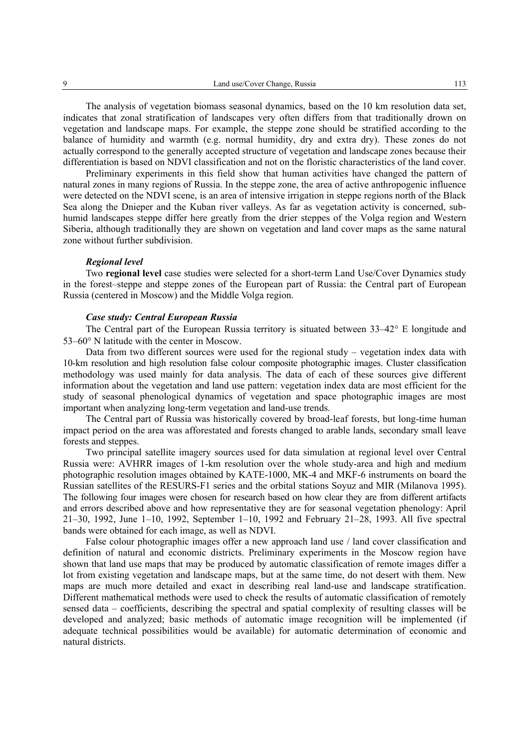The analysis of vegetation biomass seasonal dynamics, based on the 10 km resolution data set, indicates that zonal stratification of landscapes very often differs from that traditionally drown on vegetation and landscape maps. For example, the steppe zone should be stratified according to the balance of humidity and warmth (e.g. normal humidity, dry and extra dry). These zones do not actually correspond to the generally accepted structure of vegetation and landscape zones because their differentiation is based on NDVI classification and not on the floristic characteristics of the land cover.

Preliminary experiments in this field show that human activities have changed the pattern of natural zones in many regions of Russia. In the steppe zone, the area of active anthropogenic influence were detected on the NDVI scene, is an area of intensive irrigation in steppe regions north of the Black Sea along the Dnieper and the Kuban river valleys. As far as vegetation activity is concerned, sub-humid landscapes steppe differ here greatly from the drier steppes of the Volga region and Western Siberia, although traditionally they are shown on vegetation and land cover maps as the same natural zone without further subdivision.

#### *Regional level*

Two **regional level** case studies were selected for a short-term Land Use/Cover Dynamics study in the forest–steppe and steppe zones of the European part of Russia: the Central part of European Russia (centered in Moscow) and the Middle Volga region.

#### *Case study: Central European Russia*

The Central part of the European Russia territory is situated between 33–42° E longitude and 53–60° N latitude with the center in Moscow.

Data from two different sources were used for the regional study – vegetation index data with 10-km resolution and high resolution false colour composite photographic images. Cluster classification methodology was used mainly for data analysis. The data of each of these sources give different information about the vegetation and land use pattern: vegetation index data are most efficient for the study of seasonal phenological dynamics of vegetation and space photographic images are most important when analyzing long-term vegetation and land-use trends.

The Central part of Russia was historically covered by broad-leaf forests, but long-time human impact period on the area was afforestated and forests changed to arable lands, secondary small leave forests and steppes.

Two principal satellite imagery sources used for data simulation at regional level over Central Russia were: AVHRR images of 1-km resolution over the whole study-area and high and medium photographic resolution images obtained by KATE-1000, MK-4 and MKF-6 instruments on board the Russian satellites of the RESURS-F1 series and the orbital stations Soyuz and MIR (Milanova 1995). The following four images were chosen for research based on how clear they are from different artifacts and errors described above and how representative they are for seasonal vegetation phenology: April 21–30, 1992, June 1–10, 1992, September 1–10, 1992 and February 21–28, 1993. All five spectral bands were obtained for each image, as well as NDVI.

False colour photographic images offer a new approach land use / land cover classification and definition of natural and economic districts. Preliminary experiments in the Moscow region have shown that land use maps that may be produced by automatic classification of remote images differ a lot from existing vegetation and landscape maps, but at the same time, do not desert with them. New maps are much more detailed and exact in describing real land-use and landscape stratification. Different mathematical methods were used to check the results of automatic classification of remotely sensed data – coefficients, describing the spectral and spatial complexity of resulting classes will be developed and analyzed; basic methods of automatic image recognition will be implemented (if adequate technical possibilities would be available) for automatic determination of economic and natural districts.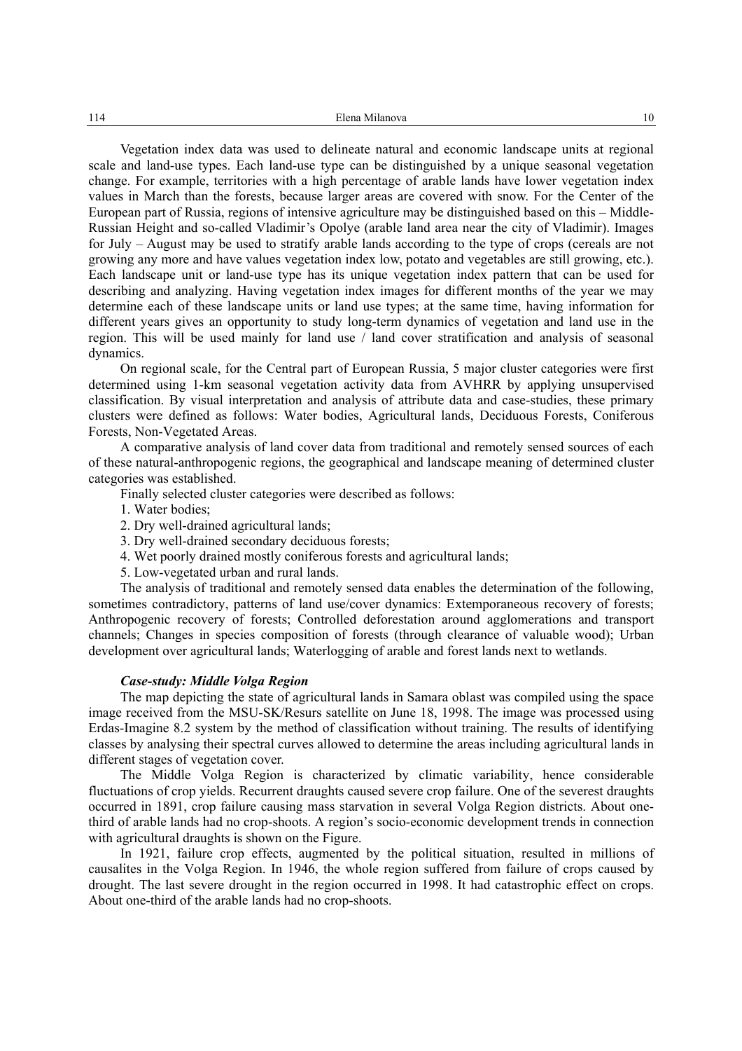Vegetation index data was used to delineate natural and economic landscape units at regional scale and land-use types. Each land-use type can be distinguished by a unique seasonal vegetation change. For example, territories with a high percentage of arable lands have lower vegetation index values in March than the forests, because larger areas are covered with snow. For the Center of the European part of Russia, regions of intensive agriculture may be distinguished based on this – Middle-Russian Height and so-called Vladimir's Opolye (arable land area near the city of Vladimir). Images for July – August may be used to stratify arable lands according to the type of crops (cereals are not growing any more and have values vegetation index low, potato and vegetables are still growing, etc.). Each landscape unit or land-use type has its unique vegetation index pattern that can be used for describing and analyzing. Having vegetation index images for different months of the year we may determine each of these landscape units or land use types; at the same time, having information for different years gives an opportunity to study long-term dynamics of vegetation and land use in the region. This will be used mainly for land use / land cover stratification and analysis of seasonal dynamics.

On regional scale, for the Central part of European Russia, 5 major cluster categories were first determined using 1-km seasonal vegetation activity data from AVHRR by applying unsupervised classification. By visual interpretation and analysis of attribute data and case-studies, these primary clusters were defined as follows: Water bodies, Agricultural lands, Deciduous Forests, Coniferous Forests, Non-Vegetated Areas.

A comparative analysis of land cover data from traditional and remotely sensed sources of each of these natural-anthropogenic regions, the geographical and landscape meaning of determined cluster categories was established.

Finally selected cluster categories were described as follows:

1. Water bodies;
2. Dry well-drained agricultural lands;
3. Dry well-drained secondary deciduous forests;
4. Wet poorly drained mostly coniferous forests and agricultural lands;
5. Low-vegetated urban and rural lands.

The analysis of traditional and remotely sensed data enables the determination of the following, sometimes contradictory, patterns of land use/cover dynamics: Extemporaneous recovery of forests; Anthropogenic recovery of forests; Controlled deforestation around agglomerations and transport channels; Changes in species composition of forests (through clearance of valuable wood); Urban development over agricultural lands; Waterlogging of arable and forest lands next to wetlands.

***Case-study: Middle Volga Region***

The map depicting the state of agricultural lands in Samara oblast was compiled using the space image received from the MSU-SK/Resurs satellite on June 18, 1998. The image was processed using Erdas-Imagine 8.2 system by the method of classification without training. The results of identifying classes by analysing their spectral curves allowed to determine the areas including agricultural lands in different stages of vegetation cover.

The Middle Volga Region is characterized by climatic variability, hence considerable fluctuations of crop yields. Recurrent draughts caused severe crop failure. One of the severest draughts occurred in 1891, crop failure causing mass starvation in several Volga Region districts. About one-third of arable lands had no crop-shoots. A region's socio-economic development trends in connection with agricultural draughts is shown on the Figure.

In 1921, failure crop effects, augmented by the political situation, resulted in millions of causalites in the Volga Region. In 1946, the whole region suffered from failure of crops caused by drought. The last severe drought in the region occurred in 1998. It had catastrophic effect on crops. About one-third of the arable lands had no crop-shoots.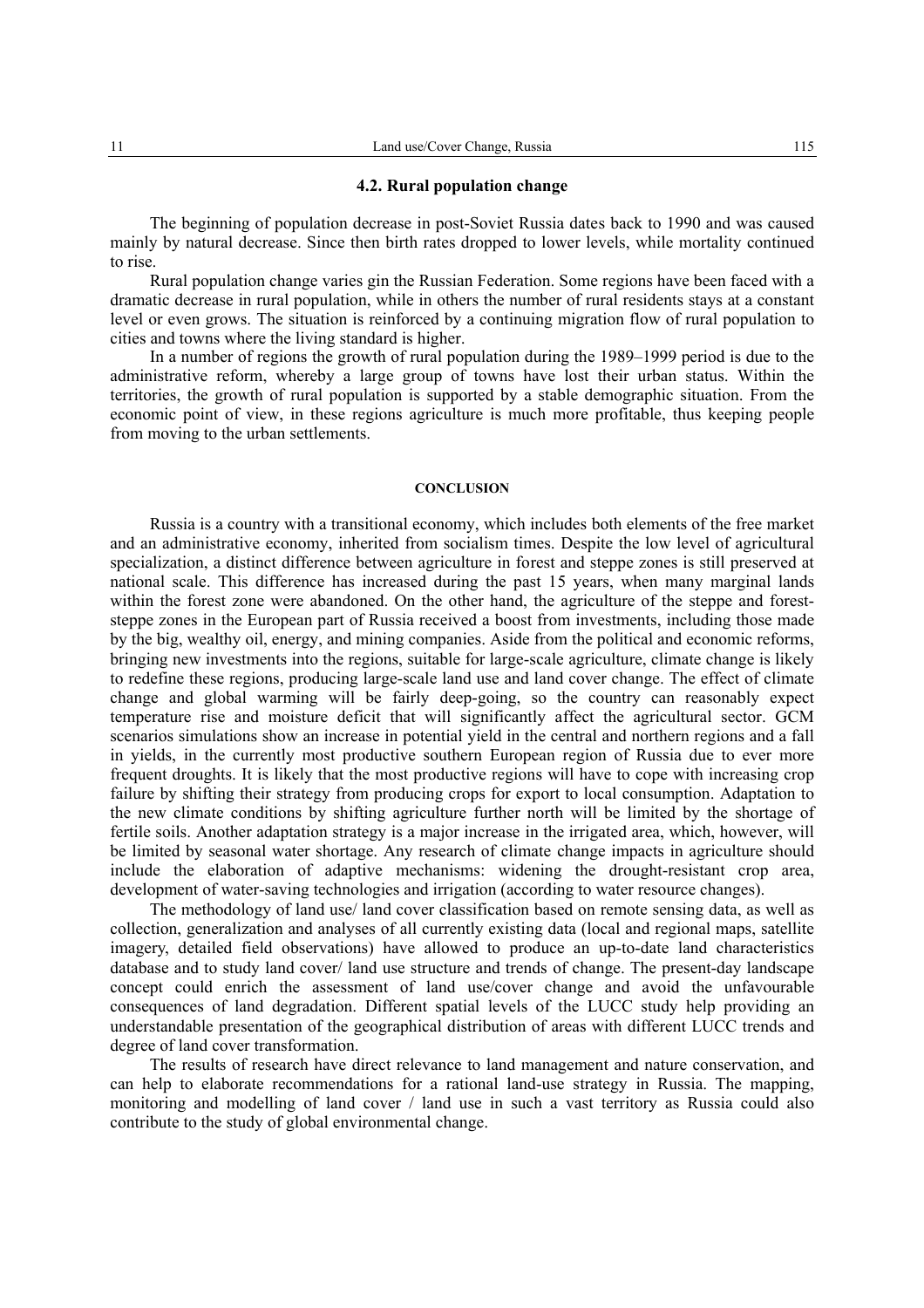### 4.2. Rural population change

The beginning of population decrease in post-Soviet Russia dates back to 1990 and was caused mainly by natural decrease. Since then birth rates dropped to lower levels, while mortality continued to rise.

Rural population change varies gin the Russian Federation. Some regions have been faced with a dramatic decrease in rural population, while in others the number of rural residents stays at a constant level or even grows. The situation is reinforced by a continuing migration flow of rural population to cities and towns where the living standard is higher.

In a number of regions the growth of rural population during the 1989–1999 period is due to the administrative reform, whereby a large group of towns have lost their urban status. Within the territories, the growth of rural population is supported by a stable demographic situation. From the economic point of view, in these regions agriculture is much more profitable, thus keeping people from moving to the urban settlements.

## CONCLUSION

Russia is a country with a transitional economy, which includes both elements of the free market and an administrative economy, inherited from socialism times. Despite the low level of agricultural specialization, a distinct difference between agriculture in forest and steppe zones is still preserved at national scale. This difference has increased during the past 15 years, when many marginal lands within the forest zone were abandoned. On the other hand, the agriculture of the steppe and forest-steppe zones in the European part of Russia received a boost from investments, including those made by the big, wealthy oil, energy, and mining companies. Aside from the political and economic reforms, bringing new investments into the regions, suitable for large-scale agriculture, climate change is likely to redefine these regions, producing large-scale land use and land cover change. The effect of climate change and global warming will be fairly deep-going, so the country can reasonably expect temperature rise and moisture deficit that will significantly affect the agricultural sector. GCM scenarios simulations show an increase in potential yield in the central and northern regions and a fall in yields, in the currently most productive southern European region of Russia due to ever more frequent droughts. It is likely that the most productive regions will have to cope with increasing crop failure by shifting their strategy from producing crops for export to local consumption. Adaptation to the new climate conditions by shifting agriculture further north will be limited by the shortage of fertile soils. Another adaptation strategy is a major increase in the irrigated area, which, however, will be limited by seasonal water shortage. Any research of climate change impacts in agriculture should include the elaboration of adaptive mechanisms: widening the drought-resistant crop area, development of water-saving technologies and irrigation (according to water resource changes).

The methodology of land use/ land cover classification based on remote sensing data, as well as collection, generalization and analyses of all currently existing data (local and regional maps, satellite imagery, detailed field observations) have allowed to produce an up-to-date land characteristics database and to study land cover/ land use structure and trends of change. The present-day landscape concept could enrich the assessment of land use/cover change and avoid the unfavourable consequences of land degradation. Different spatial levels of the LUCC study help providing an understandable presentation of the geographical distribution of areas with different LUCC trends and degree of land cover transformation.

The results of research have direct relevance to land management and nature conservation, and can help to elaborate recommendations for a rational land-use strategy in Russia. The mapping, monitoring and modelling of land cover / land use in such a vast territory as Russia could also contribute to the study of global environmental change.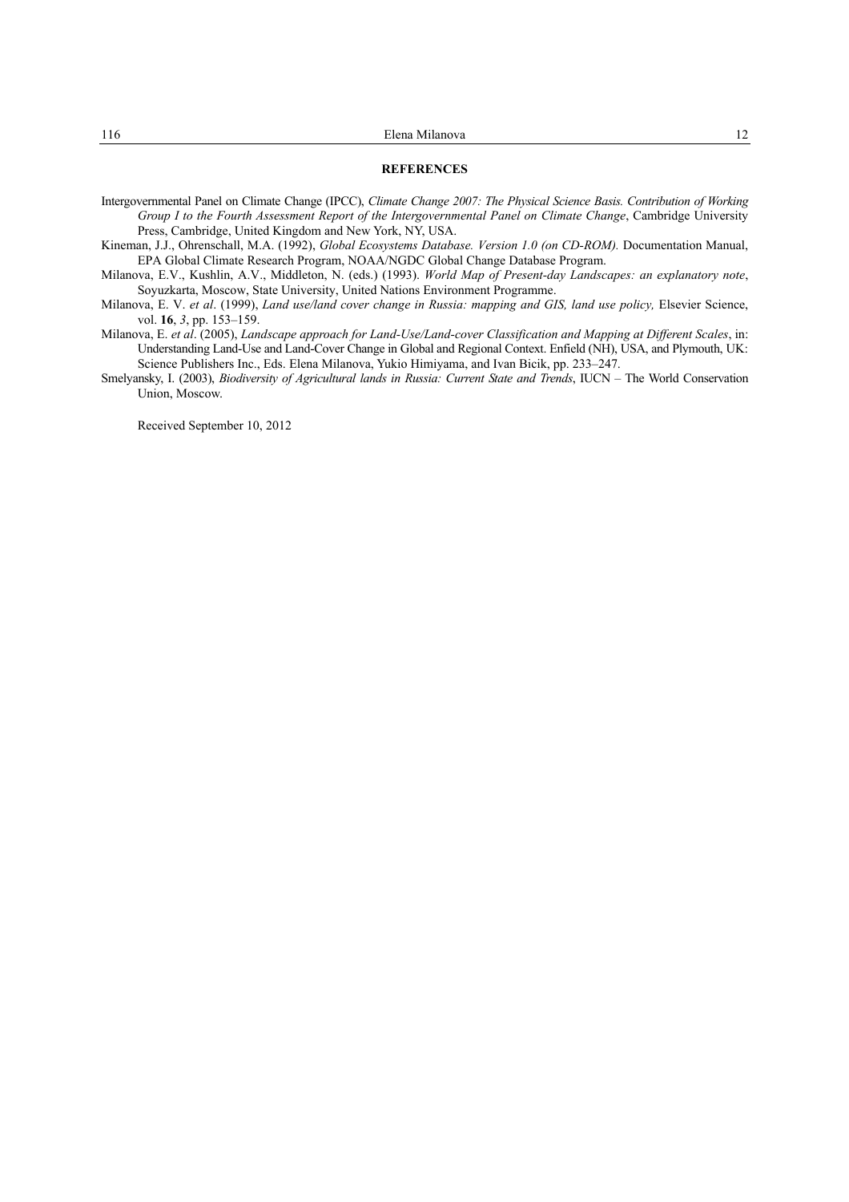## REFERENCES

Intergovernmental Panel on Climate Change (IPCC), *Climate Change 2007: The Physical Science Basis. Contribution of Working Group I to the Fourth Assessment Report of the Intergovernmental Panel on Climate Change*, Cambridge University Press, Cambridge, United Kingdom and New York, NY, USA.

Kineman, J.J., Ohrenschall, M.A. (1992), *Global Ecosystems Database. Version 1.0 (on CD-ROM).* Documentation Manual, EPA Global Climate Research Program, NOAA/NGDC Global Change Database Program.

Milanova, E.V., Kushlin, A.V., Middleton, N. (eds.) (1993). *World Map of Present-day Landscapes: an explanatory note*, Soyuzkarta, Moscow, State University, United Nations Environment Programme.

Milanova, E. V. *et al*. (1999), *Land use/land cover change in Russia: mapping and GIS, land use policy,* Elsevier Science, vol. **16**, *3*, pp. 153–159.

Milanova, E. *et al*. (2005), *Landscape approach for Land-Use/Land-cover Classification and Mapping at Different Scales*, in: Understanding Land-Use and Land-Cover Change in Global and Regional Context. Enfield (NH), USA, and Plymouth, UK: Science Publishers Inc., Eds. Elena Milanova, Yukio Himiyama, and Ivan Bicik, pp. 233–247.

Smelyansky, I. (2003), *Biodiversity of Agricultural lands in Russia: Current State and Trends*, IUCN – The World Conservation Union, Moscow.

Received September 10, 2012